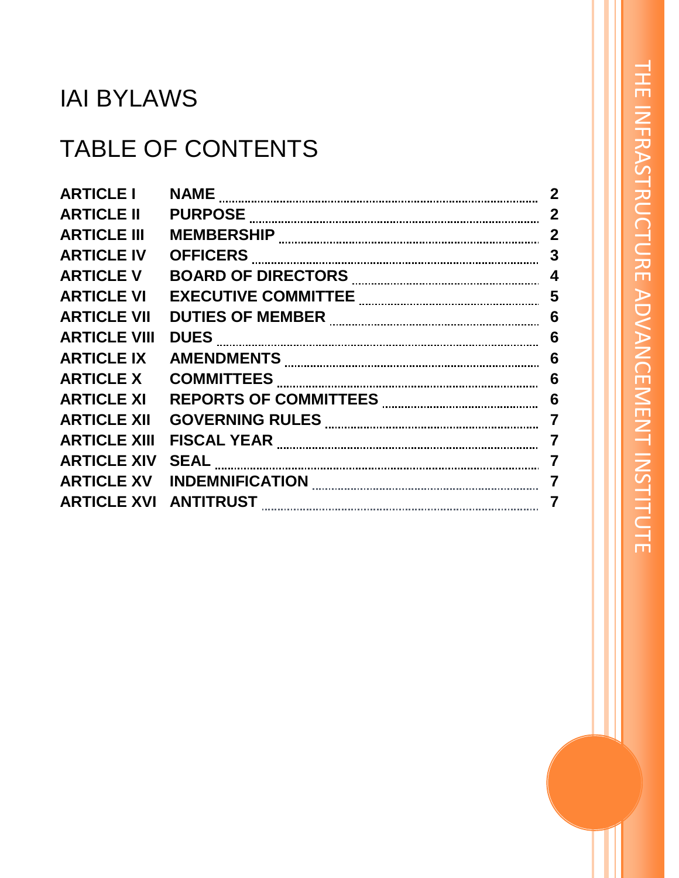# IAI BYLAWS

# TABLE OF CONTENTS

| | | |
|---|---|---|
| **ARTICLE I** | **NAME** | **2** |
| **ARTICLE II** | **PURPOSE** | **2** |
| **ARTICLE III** | **MEMBERSHIP** | **2** |
| **ARTICLE IV** | **OFFICERS** | **3** |
| **ARTICLE V** | **BOARD OF DIRECTORS** | **4** |
| **ARTICLE VI** | **EXECUTIVE COMMITTEE** | **5** |
| **ARTICLE VII** | **DUTIES OF MEMBER** | **6** |
| **ARTICLE VIII** | **DUES** | **6** |
| **ARTICLE IX** | **AMENDMENTS** | **6** |
| **ARTICLE X** | **COMMITTEES** | **6** |
| **ARTICLE XI** | **REPORTS OF COMMITTEES** | **6** |
| **ARTICLE XII** | **GOVERNING RULES** | **7** |
| **ARTICLE XIII** | **FISCAL YEAR** | **7** |
| **ARTICLE XIV** | **SEAL** | **7** |
| **ARTICLE XV** | **INDEMNIFICATION** | **7** |
| **ARTICLE XVI** | **ANTITRUST** | **7** |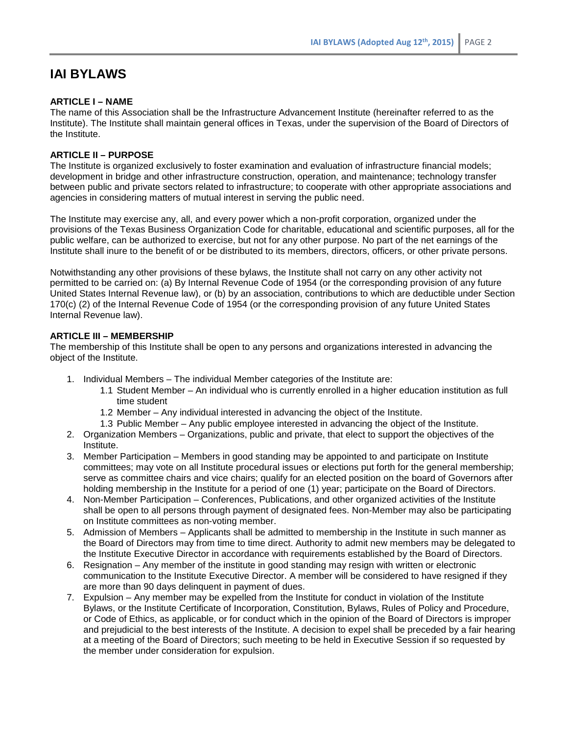# IAI BYLAWS

**ARTICLE I – NAME**

The name of this Association shall be the Infrastructure Advancement Institute (hereinafter referred to as the Institute). The Institute shall maintain general offices in Texas, under the supervision of the Board of Directors of the Institute.

**ARTICLE II – PURPOSE**

The Institute is organized exclusively to foster examination and evaluation of infrastructure financial models; development in bridge and other infrastructure construction, operation, and maintenance; technology transfer between public and private sectors related to infrastructure; to cooperate with other appropriate associations and agencies in considering matters of mutual interest in serving the public need.

The Institute may exercise any, all, and every power which a non-profit corporation, organized under the provisions of the Texas Business Organization Code for charitable, educational and scientific purposes, all for the public welfare, can be authorized to exercise, but not for any other purpose. No part of the net earnings of the Institute shall inure to the benefit of or be distributed to its members, directors, officers, or other private persons.

Notwithstanding any other provisions of these bylaws, the Institute shall not carry on any other activity not permitted to be carried on: (a) By Internal Revenue Code of 1954 (or the corresponding provision of any future United States Internal Revenue law), or (b) by an association, contributions to which are deductible under Section 170(c) (2) of the Internal Revenue Code of 1954 (or the corresponding provision of any future United States Internal Revenue law).

**ARTICLE III – MEMBERSHIP**

The membership of this Institute shall be open to any persons and organizations interested in advancing the object of the Institute.

1. Individual Members – The individual Member categories of the Institute are:
   - 1.1 Student Member – An individual who is currently enrolled in a higher education institution as full time student
   - 1.2 Member – Any individual interested in advancing the object of the Institute.
   - 1.3 Public Member – Any public employee interested in advancing the object of the Institute.
2. Organization Members – Organizations, public and private, that elect to support the objectives of the Institute.
3. Member Participation – Members in good standing may be appointed to and participate on Institute committees; may vote on all Institute procedural issues or elections put forth for the general membership; serve as committee chairs and vice chairs; qualify for an elected position on the board of Governors after holding membership in the Institute for a period of one (1) year; participate on the Board of Directors.
4. Non-Member Participation – Conferences, Publications, and other organized activities of the Institute shall be open to all persons through payment of designated fees. Non-Member may also be participating on Institute committees as non-voting member.
5. Admission of Members – Applicants shall be admitted to membership in the Institute in such manner as the Board of Directors may from time to time direct. Authority to admit new members may be delegated to the Institute Executive Director in accordance with requirements established by the Board of Directors.
6. Resignation – Any member of the institute in good standing may resign with written or electronic communication to the Institute Executive Director. A member will be considered to have resigned if they are more than 90 days delinquent in payment of dues.
7. Expulsion – Any member may be expelled from the Institute for conduct in violation of the Institute Bylaws, or the Institute Certificate of Incorporation, Constitution, Bylaws, Rules of Policy and Procedure, or Code of Ethics, as applicable, or for conduct which in the opinion of the Board of Directors is improper and prejudicial to the best interests of the Institute. A decision to expel shall be preceded by a fair hearing at a meeting of the Board of Directors; such meeting to be held in Executive Session if so requested by the member under consideration for expulsion.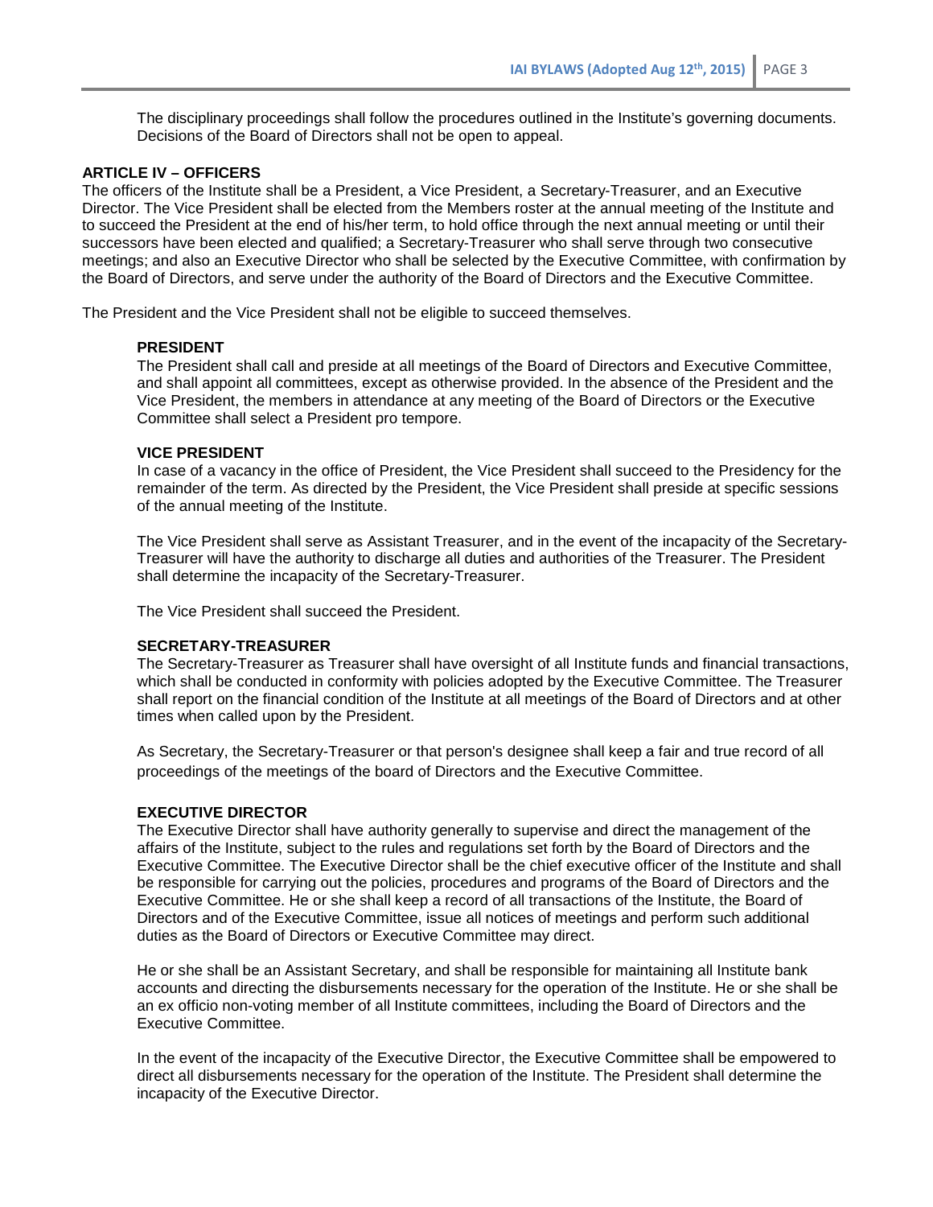The disciplinary proceedings shall follow the procedures outlined in the Institute's governing documents. Decisions of the Board of Directors shall not be open to appeal.

## ARTICLE IV – OFFICERS

The officers of the Institute shall be a President, a Vice President, a Secretary-Treasurer, and an Executive Director. The Vice President shall be elected from the Members roster at the annual meeting of the Institute and to succeed the President at the end of his/her term, to hold office through the next annual meeting or until their successors have been elected and qualified; a Secretary-Treasurer who shall serve through two consecutive meetings; and also an Executive Director who shall be selected by the Executive Committee, with confirmation by the Board of Directors, and serve under the authority of the Board of Directors and the Executive Committee.

The President and the Vice President shall not be eligible to succeed themselves.

### PRESIDENT

The President shall call and preside at all meetings of the Board of Directors and Executive Committee, and shall appoint all committees, except as otherwise provided. In the absence of the President and the Vice President, the members in attendance at any meeting of the Board of Directors or the Executive Committee shall select a President pro tempore.

### VICE PRESIDENT

In case of a vacancy in the office of President, the Vice President shall succeed to the Presidency for the remainder of the term. As directed by the President, the Vice President shall preside at specific sessions of the annual meeting of the Institute.

The Vice President shall serve as Assistant Treasurer, and in the event of the incapacity of the Secretary-Treasurer will have the authority to discharge all duties and authorities of the Treasurer. The President shall determine the incapacity of the Secretary-Treasurer.

The Vice President shall succeed the President.

### SECRETARY-TREASURER

The Secretary-Treasurer as Treasurer shall have oversight of all Institute funds and financial transactions, which shall be conducted in conformity with policies adopted by the Executive Committee. The Treasurer shall report on the financial condition of the Institute at all meetings of the Board of Directors and at other times when called upon by the President.

As Secretary, the Secretary-Treasurer or that person's designee shall keep a fair and true record of all proceedings of the meetings of the board of Directors and the Executive Committee.

### EXECUTIVE DIRECTOR

The Executive Director shall have authority generally to supervise and direct the management of the affairs of the Institute, subject to the rules and regulations set forth by the Board of Directors and the Executive Committee. The Executive Director shall be the chief executive officer of the Institute and shall be responsible for carrying out the policies, procedures and programs of the Board of Directors and the Executive Committee. He or she shall keep a record of all transactions of the Institute, the Board of Directors and of the Executive Committee, issue all notices of meetings and perform such additional duties as the Board of Directors or Executive Committee may direct.

He or she shall be an Assistant Secretary, and shall be responsible for maintaining all Institute bank accounts and directing the disbursements necessary for the operation of the Institute. He or she shall be an ex officio non-voting member of all Institute committees, including the Board of Directors and the Executive Committee.

In the event of the incapacity of the Executive Director, the Executive Committee shall be empowered to direct all disbursements necessary for the operation of the Institute. The President shall determine the incapacity of the Executive Director.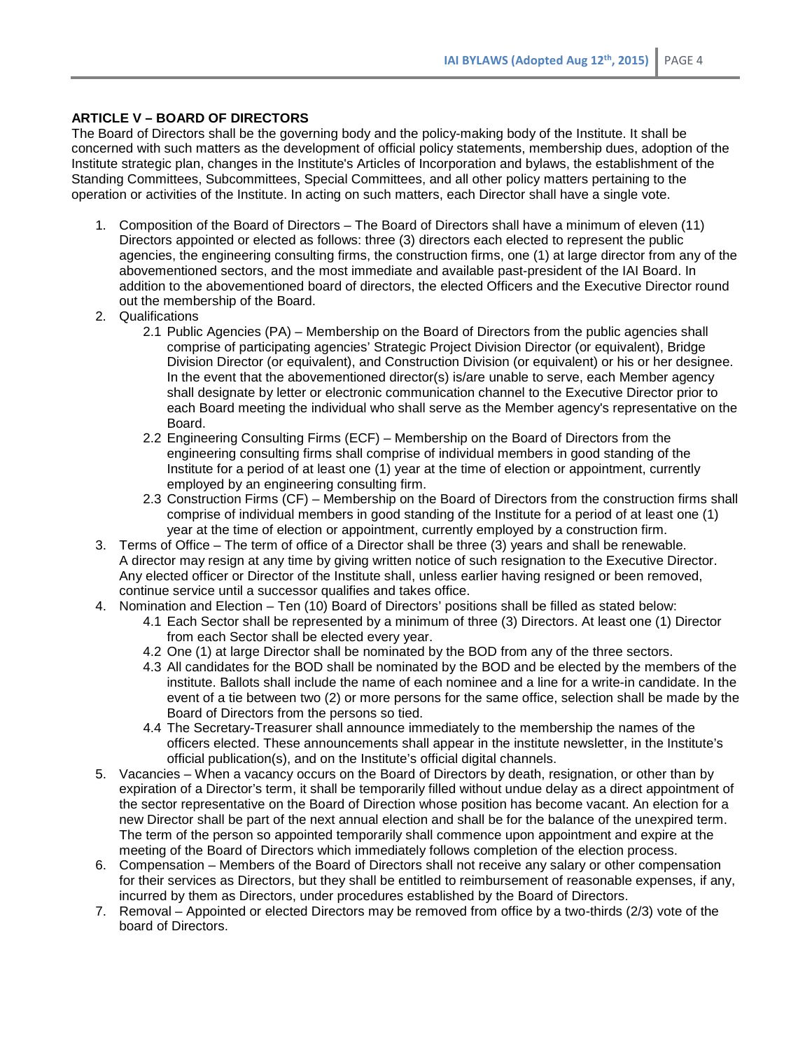## ARTICLE V – BOARD OF DIRECTORS

The Board of Directors shall be the governing body and the policy-making body of the Institute. It shall be concerned with such matters as the development of official policy statements, membership dues, adoption of the Institute strategic plan, changes in the Institute's Articles of Incorporation and bylaws, the establishment of the Standing Committees, Subcommittees, Special Committees, and all other policy matters pertaining to the operation or activities of the Institute. In acting on such matters, each Director shall have a single vote.

1. Composition of the Board of Directors – The Board of Directors shall have a minimum of eleven (11) Directors appointed or elected as follows: three (3) directors each elected to represent the public agencies, the engineering consulting firms, the construction firms, one (1) at large director from any of the abovementioned sectors, and the most immediate and available past-president of the IAI Board. In addition to the abovementioned board of directors, the elected Officers and the Executive Director round out the membership of the Board.
2. Qualifications
   - 2.1 Public Agencies (PA) – Membership on the Board of Directors from the public agencies shall comprise of participating agencies' Strategic Project Division Director (or equivalent), Bridge Division Director (or equivalent), and Construction Division (or equivalent) or his or her designee. In the event that the abovementioned director(s) is/are unable to serve, each Member agency shall designate by letter or electronic communication channel to the Executive Director prior to each Board meeting the individual who shall serve as the Member agency's representative on the Board.
   - 2.2 Engineering Consulting Firms (ECF) – Membership on the Board of Directors from the engineering consulting firms shall comprise of individual members in good standing of the Institute for a period of at least one (1) year at the time of election or appointment, currently employed by an engineering consulting firm.
   - 2.3 Construction Firms (CF) – Membership on the Board of Directors from the construction firms shall comprise of individual members in good standing of the Institute for a period of at least one (1) year at the time of election or appointment, currently employed by a construction firm.
3. Terms of Office – The term of office of a Director shall be three (3) years and shall be renewable. A director may resign at any time by giving written notice of such resignation to the Executive Director. Any elected officer or Director of the Institute shall, unless earlier having resigned or been removed, continue service until a successor qualifies and takes office.
4. Nomination and Election – Ten (10) Board of Directors' positions shall be filled as stated below:
   - 4.1 Each Sector shall be represented by a minimum of three (3) Directors. At least one (1) Director from each Sector shall be elected every year.
   - 4.2 One (1) at large Director shall be nominated by the BOD from any of the three sectors.
   - 4.3 All candidates for the BOD shall be nominated by the BOD and be elected by the members of the institute. Ballots shall include the name of each nominee and a line for a write-in candidate. In the event of a tie between two (2) or more persons for the same office, selection shall be made by the Board of Directors from the persons so tied.
   - 4.4 The Secretary-Treasurer shall announce immediately to the membership the names of the officers elected. These announcements shall appear in the institute newsletter, in the Institute's official publication(s), and on the Institute's official digital channels.
5. Vacancies – When a vacancy occurs on the Board of Directors by death, resignation, or other than by expiration of a Director's term, it shall be temporarily filled without undue delay as a direct appointment of the sector representative on the Board of Direction whose position has become vacant. An election for a new Director shall be part of the next annual election and shall be for the balance of the unexpired term. The term of the person so appointed temporarily shall commence upon appointment and expire at the meeting of the Board of Directors which immediately follows completion of the election process.
6. Compensation – Members of the Board of Directors shall not receive any salary or other compensation for their services as Directors, but they shall be entitled to reimbursement of reasonable expenses, if any, incurred by them as Directors, under procedures established by the Board of Directors.
7. Removal – Appointed or elected Directors may be removed from office by a two-thirds (2/3) vote of the board of Directors.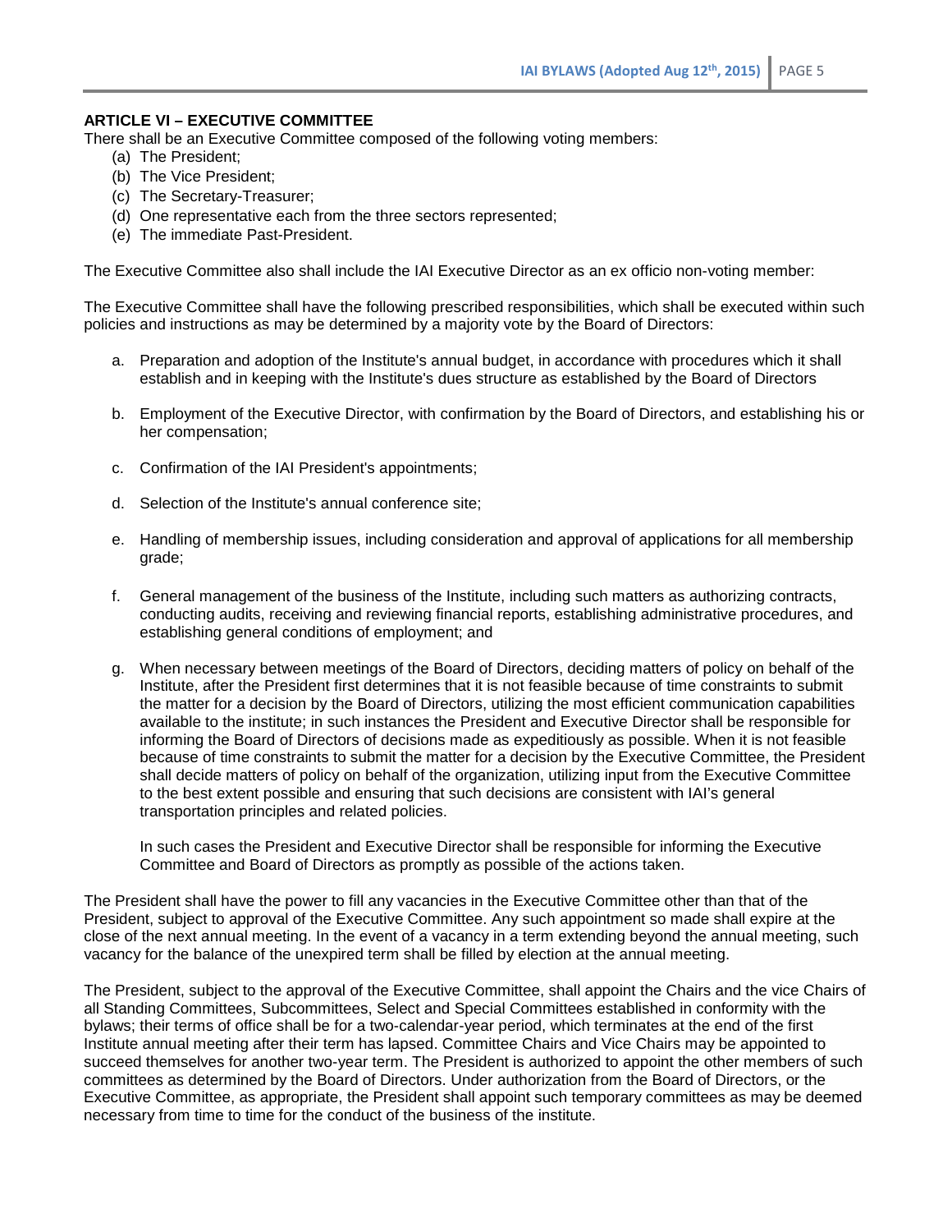**ARTICLE VI – EXECUTIVE COMMITTEE**

There shall be an Executive Committee composed of the following voting members:

(a) The President;
(b) The Vice President;
(c) The Secretary-Treasurer;
(d) One representative each from the three sectors represented;
(e) The immediate Past-President.

The Executive Committee also shall include the IAI Executive Director as an ex officio non-voting member:

The Executive Committee shall have the following prescribed responsibilities, which shall be executed within such policies and instructions as may be determined by a majority vote by the Board of Directors:

a. Preparation and adoption of the Institute's annual budget, in accordance with procedures which it shall establish and in keeping with the Institute's dues structure as established by the Board of Directors

b. Employment of the Executive Director, with confirmation by the Board of Directors, and establishing his or her compensation;

c. Confirmation of the IAI President's appointments;

d. Selection of the Institute's annual conference site;

e. Handling of membership issues, including consideration and approval of applications for all membership grade;

f. General management of the business of the Institute, including such matters as authorizing contracts, conducting audits, receiving and reviewing financial reports, establishing administrative procedures, and establishing general conditions of employment; and

g. When necessary between meetings of the Board of Directors, deciding matters of policy on behalf of the Institute, after the President first determines that it is not feasible because of time constraints to submit the matter for a decision by the Board of Directors, utilizing the most efficient communication capabilities available to the institute; in such instances the President and Executive Director shall be responsible for informing the Board of Directors of decisions made as expeditiously as possible. When it is not feasible because of time constraints to submit the matter for a decision by the Executive Committee, the President shall decide matters of policy on behalf of the organization, utilizing input from the Executive Committee to the best extent possible and ensuring that such decisions are consistent with IAI's general transportation principles and related policies.

   In such cases the President and Executive Director shall be responsible for informing the Executive Committee and Board of Directors as promptly as possible of the actions taken.

The President shall have the power to fill any vacancies in the Executive Committee other than that of the President, subject to approval of the Executive Committee. Any such appointment so made shall expire at the close of the next annual meeting. In the event of a vacancy in a term extending beyond the annual meeting, such vacancy for the balance of the unexpired term shall be filled by election at the annual meeting.

The President, subject to the approval of the Executive Committee, shall appoint the Chairs and the vice Chairs of all Standing Committees, Subcommittees, Select and Special Committees established in conformity with the bylaws; their terms of office shall be for a two-calendar-year period, which terminates at the end of the first Institute annual meeting after their term has lapsed. Committee Chairs and Vice Chairs may be appointed to succeed themselves for another two-year term. The President is authorized to appoint the other members of such committees as determined by the Board of Directors. Under authorization from the Board of Directors, or the Executive Committee, as appropriate, the President shall appoint such temporary committees as may be deemed necessary from time to time for the conduct of the business of the institute.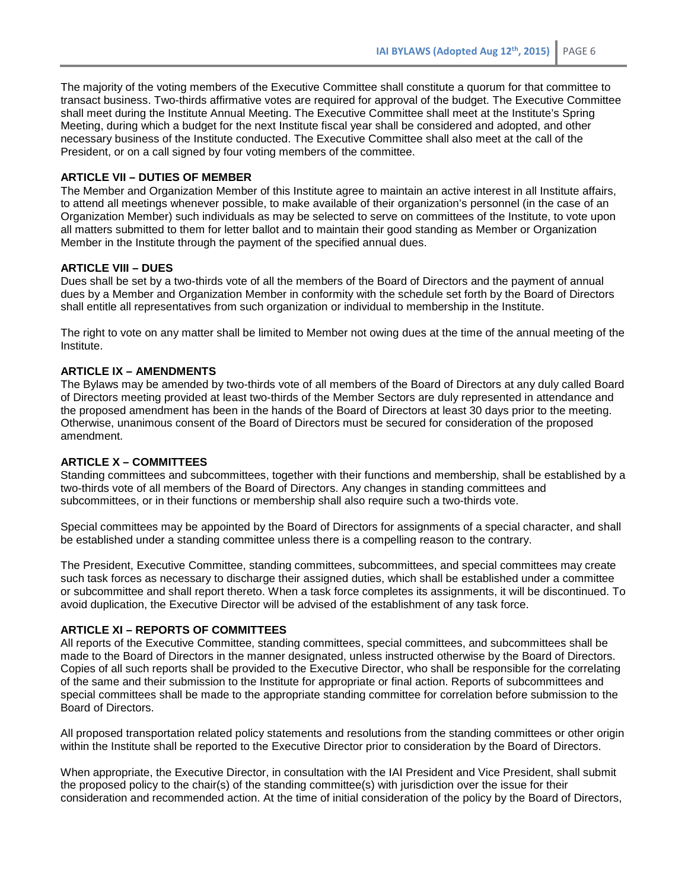The majority of the voting members of the Executive Committee shall constitute a quorum for that committee to transact business. Two-thirds affirmative votes are required for approval of the budget. The Executive Committee shall meet during the Institute Annual Meeting. The Executive Committee shall meet at the Institute's Spring Meeting, during which a budget for the next Institute fiscal year shall be considered and adopted, and other necessary business of the Institute conducted. The Executive Committee shall also meet at the call of the President, or on a call signed by four voting members of the committee.

**ARTICLE VII – DUTIES OF MEMBER**

The Member and Organization Member of this Institute agree to maintain an active interest in all Institute affairs, to attend all meetings whenever possible, to make available of their organization's personnel (in the case of an Organization Member) such individuals as may be selected to serve on committees of the Institute, to vote upon all matters submitted to them for letter ballot and to maintain their good standing as Member or Organization Member in the Institute through the payment of the specified annual dues.

**ARTICLE VIII – DUES**

Dues shall be set by a two-thirds vote of all the members of the Board of Directors and the payment of annual dues by a Member and Organization Member in conformity with the schedule set forth by the Board of Directors shall entitle all representatives from such organization or individual to membership in the Institute.

The right to vote on any matter shall be limited to Member not owing dues at the time of the annual meeting of the Institute.

**ARTICLE IX – AMENDMENTS**

The Bylaws may be amended by two-thirds vote of all members of the Board of Directors at any duly called Board of Directors meeting provided at least two-thirds of the Member Sectors are duly represented in attendance and the proposed amendment has been in the hands of the Board of Directors at least 30 days prior to the meeting. Otherwise, unanimous consent of the Board of Directors must be secured for consideration of the proposed amendment.

**ARTICLE X – COMMITTEES**

Standing committees and subcommittees, together with their functions and membership, shall be established by a two-thirds vote of all members of the Board of Directors. Any changes in standing committees and subcommittees, or in their functions or membership shall also require such a two-thirds vote.

Special committees may be appointed by the Board of Directors for assignments of a special character, and shall be established under a standing committee unless there is a compelling reason to the contrary.

The President, Executive Committee, standing committees, subcommittees, and special committees may create such task forces as necessary to discharge their assigned duties, which shall be established under a committee or subcommittee and shall report thereto. When a task force completes its assignments, it will be discontinued. To avoid duplication, the Executive Director will be advised of the establishment of any task force.

**ARTICLE XI – REPORTS OF COMMITTEES**

All reports of the Executive Committee, standing committees, special committees, and subcommittees shall be made to the Board of Directors in the manner designated, unless instructed otherwise by the Board of Directors. Copies of all such reports shall be provided to the Executive Director, who shall be responsible for the correlating of the same and their submission to the Institute for appropriate or final action. Reports of subcommittees and special committees shall be made to the appropriate standing committee for correlation before submission to the Board of Directors.

All proposed transportation related policy statements and resolutions from the standing committees or other origin within the Institute shall be reported to the Executive Director prior to consideration by the Board of Directors.

When appropriate, the Executive Director, in consultation with the IAI President and Vice President, shall submit the proposed policy to the chair(s) of the standing committee(s) with jurisdiction over the issue for their consideration and recommended action. At the time of initial consideration of the policy by the Board of Directors,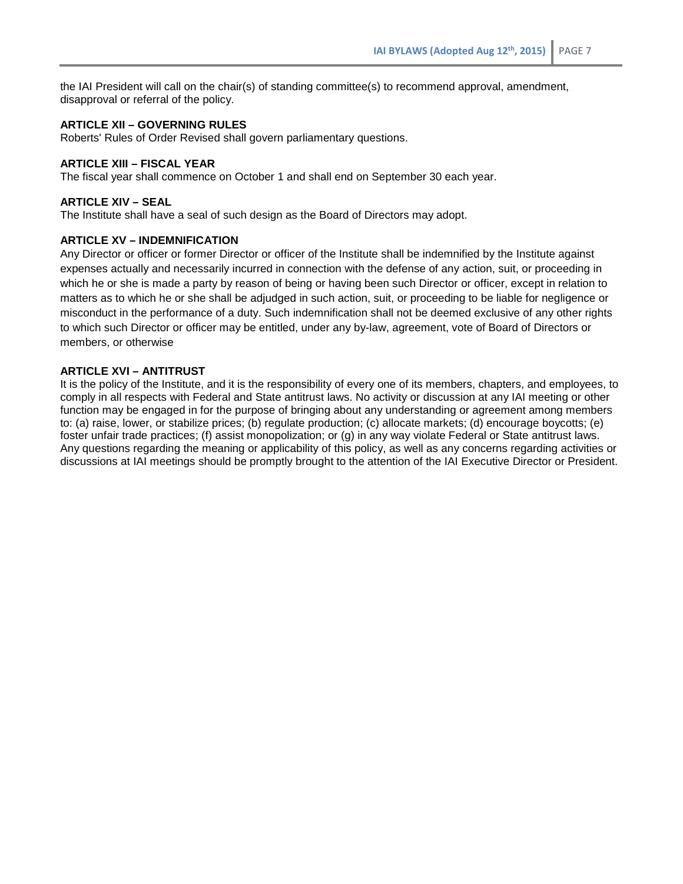the IAI President will call on the chair(s) of standing committee(s) to recommend approval, amendment, disapproval or referral of the policy.

**ARTICLE XII – GOVERNING RULES**

Roberts' Rules of Order Revised shall govern parliamentary questions.

**ARTICLE XIII – FISCAL YEAR**

The fiscal year shall commence on October 1 and shall end on September 30 each year.

**ARTICLE XIV – SEAL**

The Institute shall have a seal of such design as the Board of Directors may adopt.

**ARTICLE XV – INDEMNIFICATION**

Any Director or officer or former Director or officer of the Institute shall be indemnified by the Institute against expenses actually and necessarily incurred in connection with the defense of any action, suit, or proceeding in which he or she is made a party by reason of being or having been such Director or officer, except in relation to matters as to which he or she shall be adjudged in such action, suit, or proceeding to be liable for negligence or misconduct in the performance of a duty. Such indemnification shall not be deemed exclusive of any other rights to which such Director or officer may be entitled, under any by-law, agreement, vote of Board of Directors or members, or otherwise

**ARTICLE XVI – ANTITRUST**

It is the policy of the Institute, and it is the responsibility of every one of its members, chapters, and employees, to comply in all respects with Federal and State antitrust laws. No activity or discussion at any IAI meeting or other function may be engaged in for the purpose of bringing about any understanding or agreement among members to: (a) raise, lower, or stabilize prices; (b) regulate production; (c) allocate markets; (d) encourage boycotts; (e) foster unfair trade practices; (f) assist monopolization; or (g) in any way violate Federal or State antitrust laws. Any questions regarding the meaning or applicability of this policy, as well as any concerns regarding activities or discussions at IAI meetings should be promptly brought to the attention of the IAI Executive Director or President.